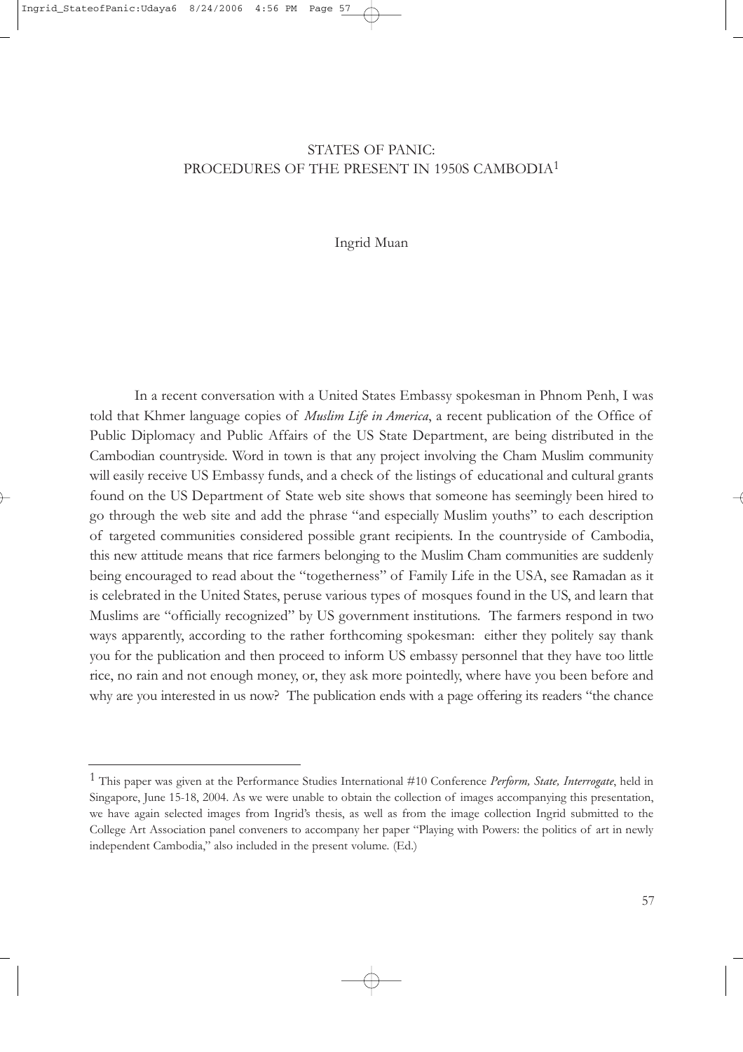# STATES OF PANIC:
# PROCEDURES OF THE PRESENT IN 1950S CAMBODIA[1]

Ingrid Muan

In a recent conversation with a United States Embassy spokesman in Phnom Penh, I was told that Khmer language copies of *Muslim Life in America*, a recent publication of the Office of Public Diplomacy and Public Affairs of the US State Department, are being distributed in the Cambodian countryside. Word in town is that any project involving the Cham Muslim community will easily receive US Embassy funds, and a check of the listings of educational and cultural grants found on the US Department of State web site shows that someone has seemingly been hired to go through the web site and add the phrase "and especially Muslim youths" to each description of targeted communities considered possible grant recipients. In the countryside of Cambodia, this new attitude means that rice farmers belonging to the Muslim Cham communities are suddenly being encouraged to read about the "togetherness" of Family Life in the USA, see Ramadan as it is celebrated in the United States, peruse various types of mosques found in the US, and learn that Muslims are "officially recognized" by US government institutions. The farmers respond in two ways apparently, according to the rather forthcoming spokesman: either they politely say thank you for the publication and then proceed to inform US embassy personnel that they have too little rice, no rain and not enough money, or, they ask more pointedly, where have you been before and why are you interested in us now? The publication ends with a page offering its readers "the chance

---

[1] This paper was given at the Performance Studies International #10 Conference *Perform, State, Interrogate*, held in Singapore, June 15-18, 2004. As we were unable to obtain the collection of images accompanying this presentation, we have again selected images from Ingrid's thesis, as well as from the image collection Ingrid submitted to the College Art Association panel conveners to accompany her paper "Playing with Powers: the politics of art in newly independent Cambodia," also included in the present volume. (Ed.)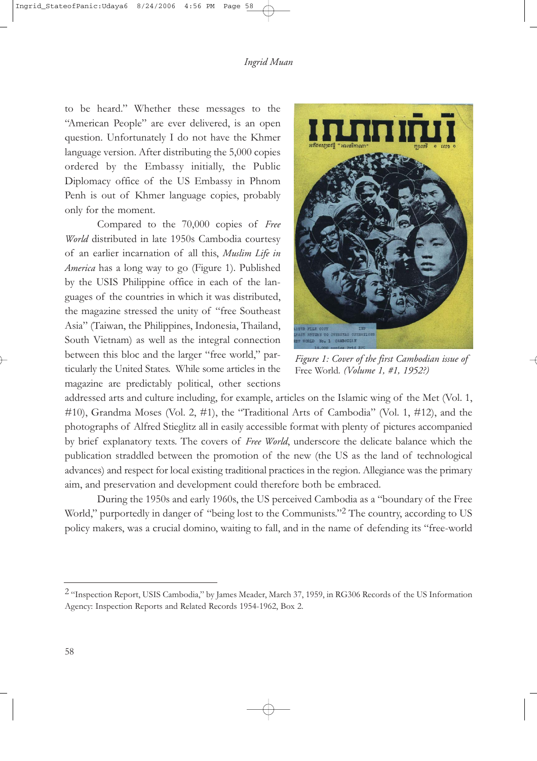to be heard." Whether these messages to the "American People" are ever delivered, is an open question. Unfortunately I do not have the Khmer language version. After distributing the 5,000 copies ordered by the Embassy initially, the Public Diplomacy office of the US Embassy in Phnom Penh is out of Khmer language copies, probably only for the moment.

Compared to the 70,000 copies of *Free World* distributed in late 1950s Cambodia courtesy of an earlier incarnation of all this, *Muslim Life in America* has a long way to go (Figure 1). Published by the USIS Philippine office in each of the languages of the countries in which it was distributed, the magazine stressed the unity of "free Southeast Asia" (Taiwan, the Philippines, Indonesia, Thailand, South Vietnam) as well as the integral connection between this bloc and the larger "free world," particularly the United States. While some articles in the magazine are predictably political, other sections addressed arts and culture including, for example, articles on the Islamic wing of the Met (Vol. 1, #10), Grandma Moses (Vol. 2, #1), the "Traditional Arts of Cambodia" (Vol. 1, #12), and the photographs of Alfred Stieglitz all in easily accessible format with plenty of pictures accompanied by brief explanatory texts. The covers of *Free World*, underscore the delicate balance which the publication straddled between the promotion of the new (the US as the land of technological advances) and respect for local existing traditional practices in the region. Allegiance was the primary aim, and preservation and development could therefore both be embraced.

*Figure 1: Cover of the first Cambodian issue of* Free World. *(Volume 1, #1, 1952?)*

During the 1950s and early 1960s, the US perceived Cambodia as a "boundary of the Free World," purportedly in danger of "being lost to the Communists."[2] The country, according to US policy makers, was a crucial domino, waiting to fall, and in the name of defending its "free-world

---

[2] "Inspection Report, USIS Cambodia," by James Meader, March 37, 1959, in RG306 Records of the US Information Agency: Inspection Reports and Related Records 1954-1962, Box 2.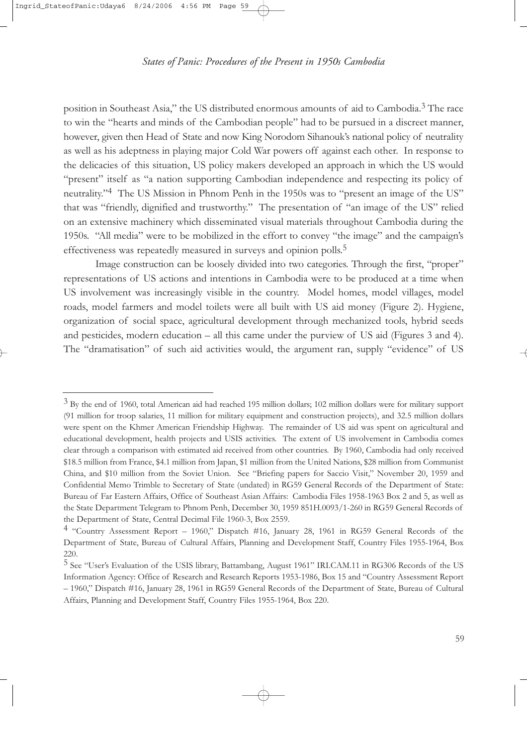position in Southeast Asia," the US distributed enormous amounts of aid to Cambodia.[3] The race to win the "hearts and minds of the Cambodian people" had to be pursued in a discreet manner, however, given then Head of State and now King Norodom Sihanouk's national policy of neutrality as well as his adeptness in playing major Cold War powers off against each other. In response to the delicacies of this situation, US policy makers developed an approach in which the US would "present" itself as "a nation supporting Cambodian independence and respecting its policy of neutrality."[4] The US Mission in Phnom Penh in the 1950s was to "present an image of the US" that was "friendly, dignified and trustworthy." The presentation of "an image of the US" relied on an extensive machinery which disseminated visual materials throughout Cambodia during the 1950s. "All media" were to be mobilized in the effort to convey "the image" and the campaign's effectiveness was repeatedly measured in surveys and opinion polls.[5]

Image construction can be loosely divided into two categories. Through the first, "proper" representations of US actions and intentions in Cambodia were to be produced at a time when US involvement was increasingly visible in the country. Model homes, model villages, model roads, model farmers and model toilets were all built with US aid money (Figure 2). Hygiene, organization of social space, agricultural development through mechanized tools, hybrid seeds and pesticides, modern education – all this came under the purview of US aid (Figures 3 and 4). The "dramatisation" of such aid activities would, the argument ran, supply "evidence" of US

---

[3] By the end of 1960, total American aid had reached 195 million dollars; 102 million dollars were for military support (91 million for troop salaries, 11 million for military equipment and construction projects), and 32.5 million dollars were spent on the Khmer American Friendship Highway. The remainder of US aid was spent on agricultural and educational development, health projects and USIS activities. The extent of US involvement in Cambodia comes clear through a comparison with estimated aid received from other countries. By 1960, Cambodia had only received $18.5 million from France, $4.1 million from Japan, $1 million from the United Nations, $28 million from Communist China, and $10 million from the Soviet Union. See "Briefing papers for Saccio Visit," November 20, 1959 and Confidential Memo Trimble to Secretary of State (undated) in RG59 General Records of the Department of State: Bureau of Far Eastern Affairs, Office of Southeast Asian Affairs: Cambodia Files 1958-1963 Box 2 and 5, as well as the State Department Telegram to Phnom Penh, December 30, 1959 851H.0093/1-260 in RG59 General Records of the Department of State, Central Decimal File 1960-3, Box 2559.

[4] "Country Assessment Report – 1960," Dispatch #16, January 28, 1961 in RG59 General Records of the Department of State, Bureau of Cultural Affairs, Planning and Development Staff, Country Files 1955-1964, Box 220.

[5] See "User's Evaluation of the USIS library, Battambang, August 1961" IRI.CAM.11 in RG306 Records of the US Information Agency: Office of Research and Research Reports 1953-1986, Box 15 and "Country Assessment Report – 1960," Dispatch #16, January 28, 1961 in RG59 General Records of the Department of State, Bureau of Cultural Affairs, Planning and Development Staff, Country Files 1955-1964, Box 220.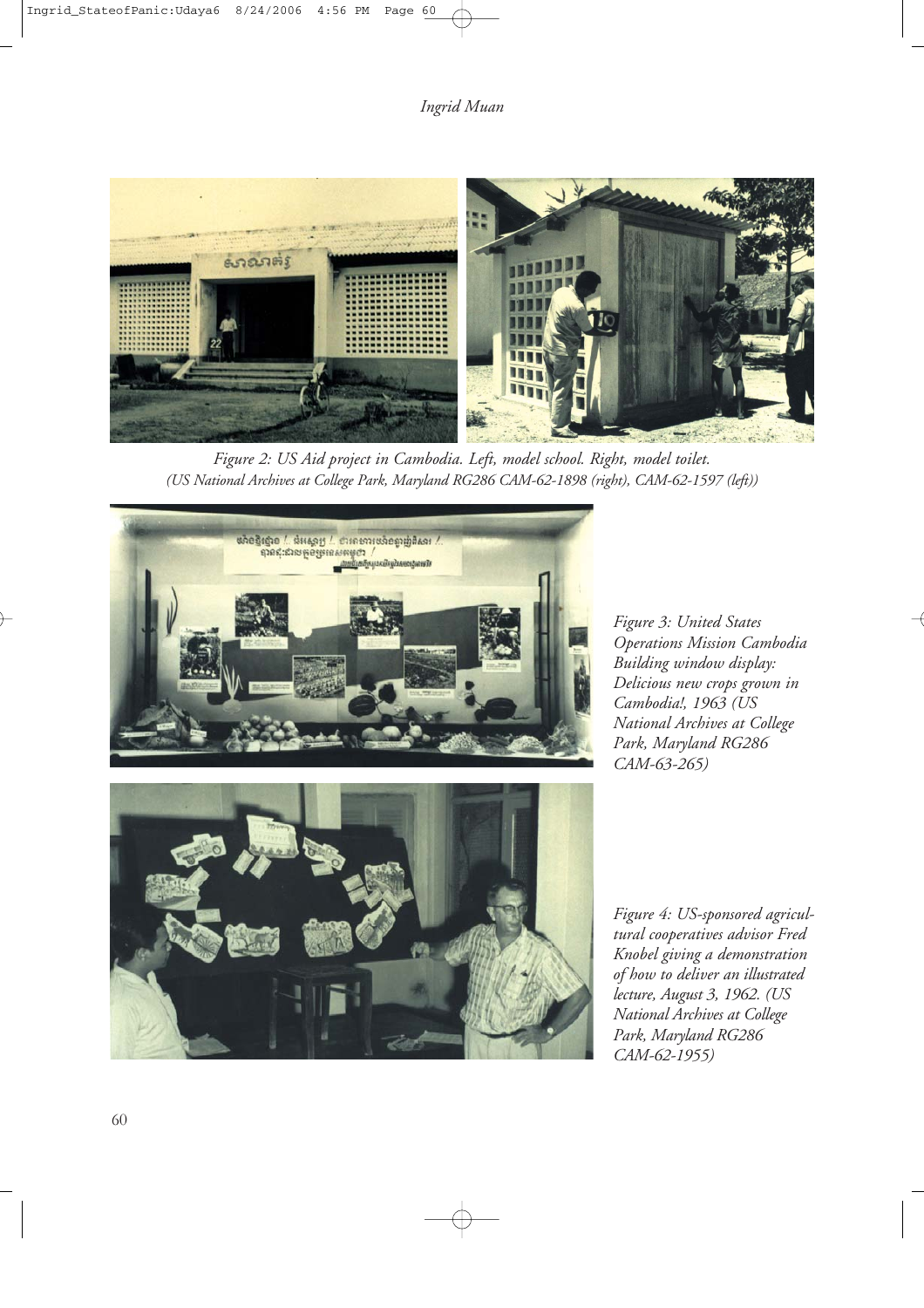*Figure 2: US Aid project in Cambodia. Left, model school. Right, model toilet. (US National Archives at College Park, Maryland RG286 CAM-62-1898 (right), CAM-62-1597 (left))*

*Figure 3: United States Operations Mission Cambodia Building window display: Delicious new crops grown in Cambodia!, 1963 (US National Archives at College Park, Maryland RG286 CAM-63-265)*

*Figure 4: US-sponsored agricultural cooperatives advisor Fred Knobel giving a demonstration of how to deliver an illustrated lecture, August 3, 1962. (US National Archives at College Park, Maryland RG286 CAM-62-1955)*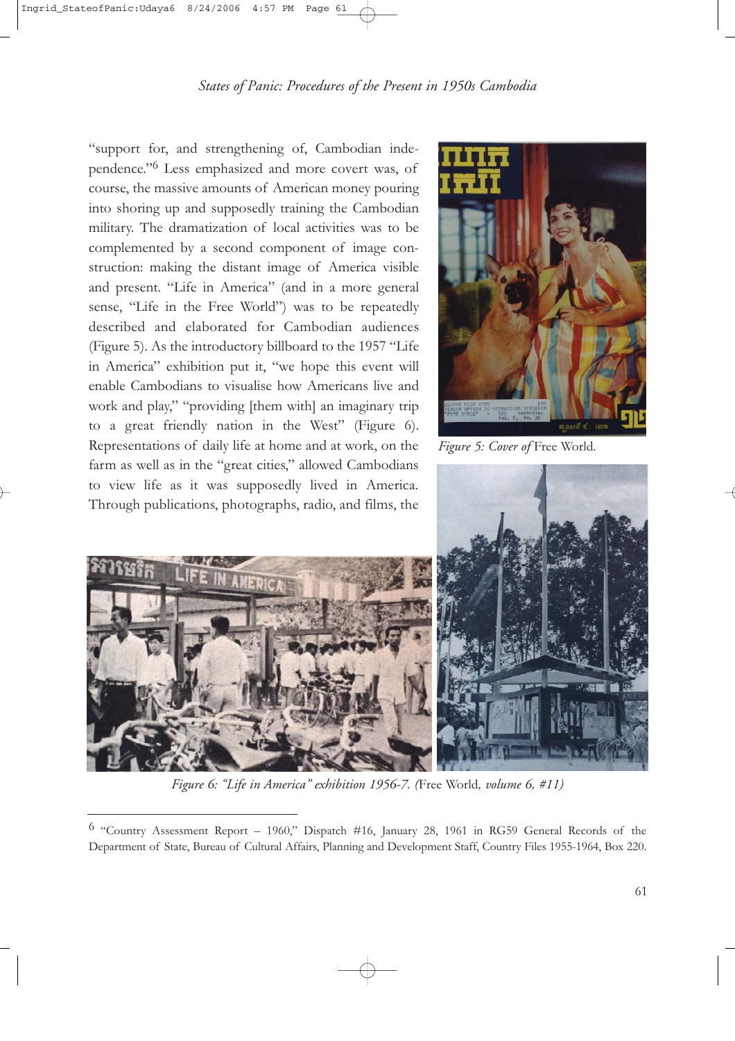"support for, and strengthening of, Cambodian independence."[6] Less emphasized and more covert was, of course, the massive amounts of American money pouring into shoring up and supposedly training the Cambodian military. The dramatization of local activities was to be complemented by a second component of image construction: making the distant image of America visible and present. "Life in America" (and in a more general sense, "Life in the Free World") was to be repeatedly described and elaborated for Cambodian audiences (Figure 5). As the introductory billboard to the 1957 "Life in America" exhibition put it, "we hope this event will enable Cambodians to visualise how Americans live and work and play," "providing [them with] an imaginary trip to a great friendly nation in the West" (Figure 6). Representations of daily life at home and at work, on the farm as well as in the "great cities," allowed Cambodians to view life as it was supposedly lived in America. Through publications, photographs, radio, and films, the

*Figure 5: Cover of* Free World.

*Figure 6: "Life in America" exhibition 1956-7.* (Free World*, volume 6, #11)*

[6] "Country Assessment Report – 1960," Dispatch #16, January 28, 1961 in RG59 General Records of the Department of State, Bureau of Cultural Affairs, Planning and Development Staff, Country Files 1955-1964, Box 220.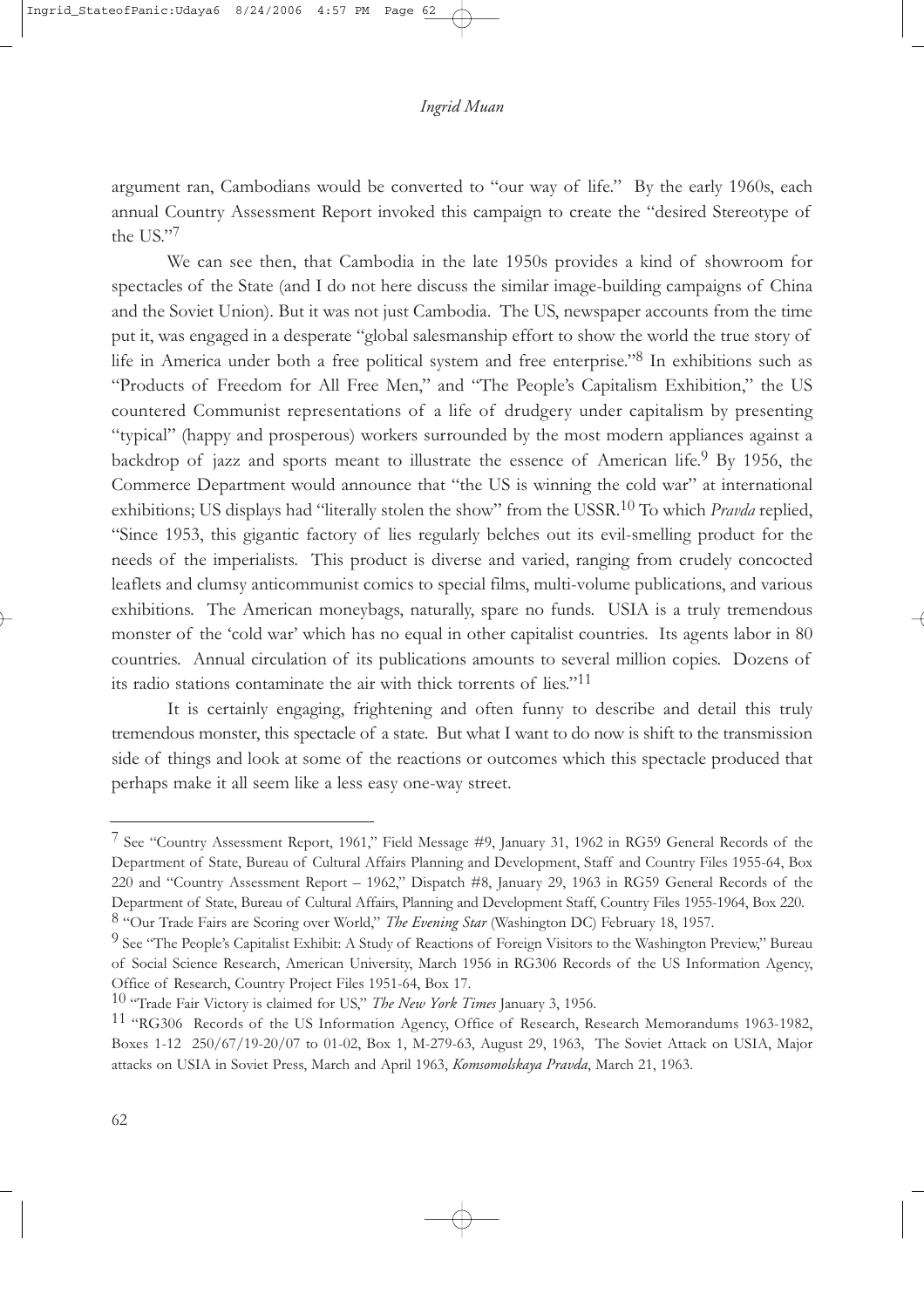argument ran, Cambodians would be converted to "our way of life." By the early 1960s, each annual Country Assessment Report invoked this campaign to create the "desired Stereotype of the US."[7]

We can see then, that Cambodia in the late 1950s provides a kind of showroom for spectacles of the State (and I do not here discuss the similar image-building campaigns of China and the Soviet Union). But it was not just Cambodia. The US, newspaper accounts from the time put it, was engaged in a desperate "global salesmanship effort to show the world the true story of life in America under both a free political system and free enterprise."[8] In exhibitions such as "Products of Freedom for All Free Men," and "The People's Capitalism Exhibition," the US countered Communist representations of a life of drudgery under capitalism by presenting "typical" (happy and prosperous) workers surrounded by the most modern appliances against a backdrop of jazz and sports meant to illustrate the essence of American life.[9] By 1956, the Commerce Department would announce that "the US is winning the cold war" at international exhibitions; US displays had "literally stolen the show" from the USSR.[10] To which *Pravda* replied, "Since 1953, this gigantic factory of lies regularly belches out its evil-smelling product for the needs of the imperialists. This product is diverse and varied, ranging from crudely concocted leaflets and clumsy anticommunist comics to special films, multi-volume publications, and various exhibitions. The American moneybags, naturally, spare no funds. USIA is a truly tremendous monster of the 'cold war' which has no equal in other capitalist countries. Its agents labor in 80 countries. Annual circulation of its publications amounts to several million copies. Dozens of its radio stations contaminate the air with thick torrents of lies."[11]

It is certainly engaging, frightening and often funny to describe and detail this truly tremendous monster, this spectacle of a state. But what I want to do now is shift to the transmission side of things and look at some of the reactions or outcomes which this spectacle produced that perhaps make it all seem like a less easy one-way street.

---

[7] See "Country Assessment Report, 1961," Field Message #9, January 31, 1962 in RG59 General Records of the Department of State, Bureau of Cultural Affairs Planning and Development, Staff and Country Files 1955-64, Box 220 and "Country Assessment Report – 1962," Dispatch #8, January 29, 1963 in RG59 General Records of the Department of State, Bureau of Cultural Affairs, Planning and Development Staff, Country Files 1955-1964, Box 220.

[8] "Our Trade Fairs are Scoring over World," *The Evening Star* (Washington DC) February 18, 1957.

[9] See "The People's Capitalist Exhibit: A Study of Reactions of Foreign Visitors to the Washington Preview," Bureau of Social Science Research, American University, March 1956 in RG306 Records of the US Information Agency, Office of Research, Country Project Files 1951-64, Box 17.

[10] "Trade Fair Victory is claimed for US," *The New York Times* January 3, 1956.

[11] "RG306 Records of the US Information Agency, Office of Research, Research Memorandums 1963-1982, Boxes 1-12 250/67/19-20/07 to 01-02, Box 1, M-279-63, August 29, 1963, The Soviet Attack on USIA, Major attacks on USIA in Soviet Press, March and April 1963, *Komsomolskaya Pravda*, March 21, 1963.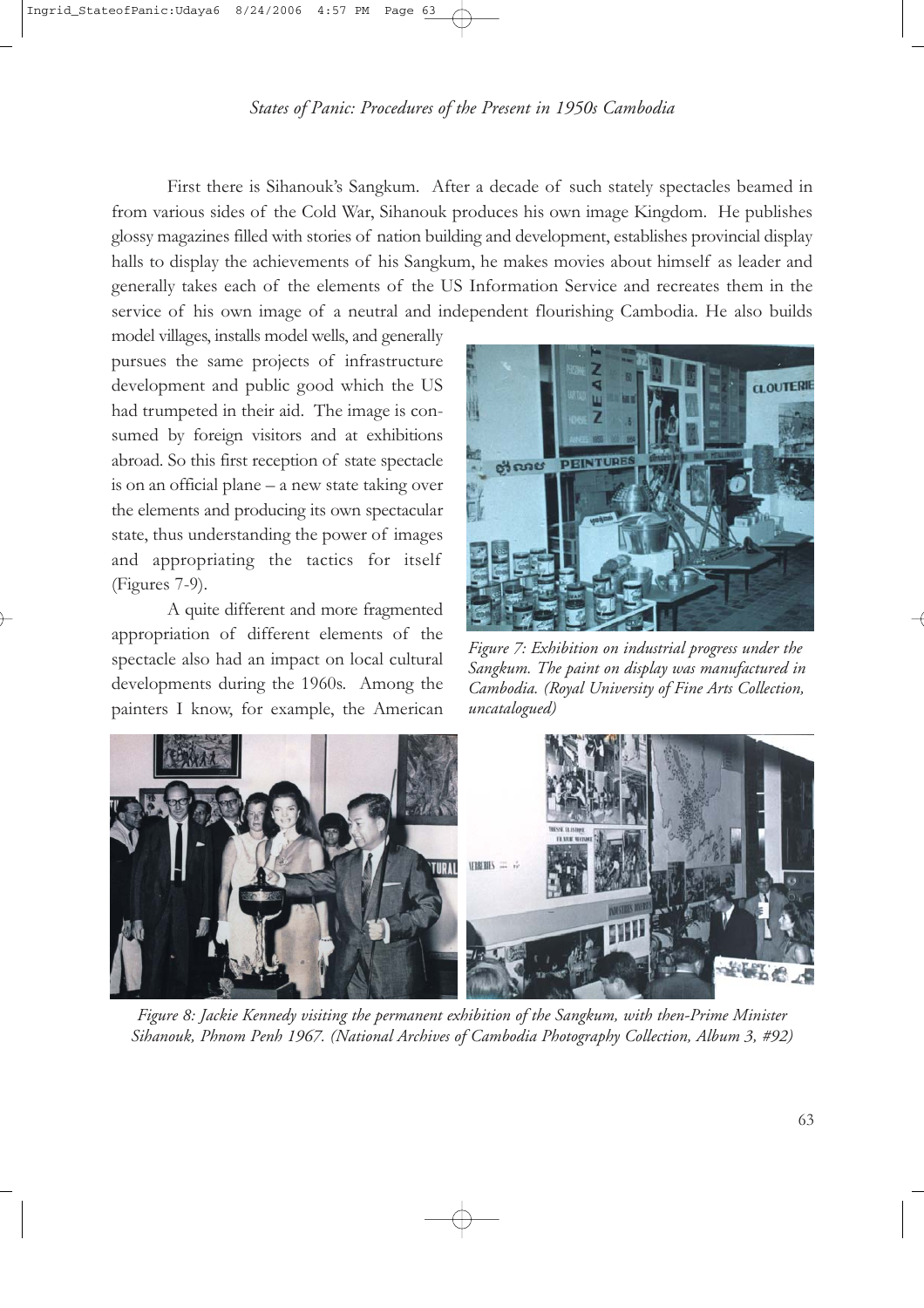First there is Sihanouk's Sangkum. After a decade of such stately spectacles beamed in from various sides of the Cold War, Sihanouk produces his own image Kingdom. He publishes glossy magazines filled with stories of nation building and development, establishes provincial display halls to display the achievements of his Sangkum, he makes movies about himself as leader and generally takes each of the elements of the US Information Service and recreates them in the service of his own image of a neutral and independent flourishing Cambodia. He also builds model villages, installs model wells, and generally pursues the same projects of infrastructure development and public good which the US had trumpeted in their aid. The image is consumed by foreign visitors and at exhibitions abroad. So this first reception of state spectacle is on an official plane – a new state taking over the elements and producing its own spectacular state, thus understanding the power of images and appropriating the tactics for itself (Figures 7-9).

*Figure 7: Exhibition on industrial progress under the Sangkum. The paint on display was manufactured in Cambodia. (Royal University of Fine Arts Collection, uncatalogued)*

A quite different and more fragmented appropriation of different elements of the spectacle also had an impact on local cultural developments during the 1960s. Among the painters I know, for example, the American

*Figure 8: Jackie Kennedy visiting the permanent exhibition of the Sangkum, with then-Prime Minister Sihanouk, Phnom Penh 1967. (National Archives of Cambodia Photography Collection, Album 3, #92)*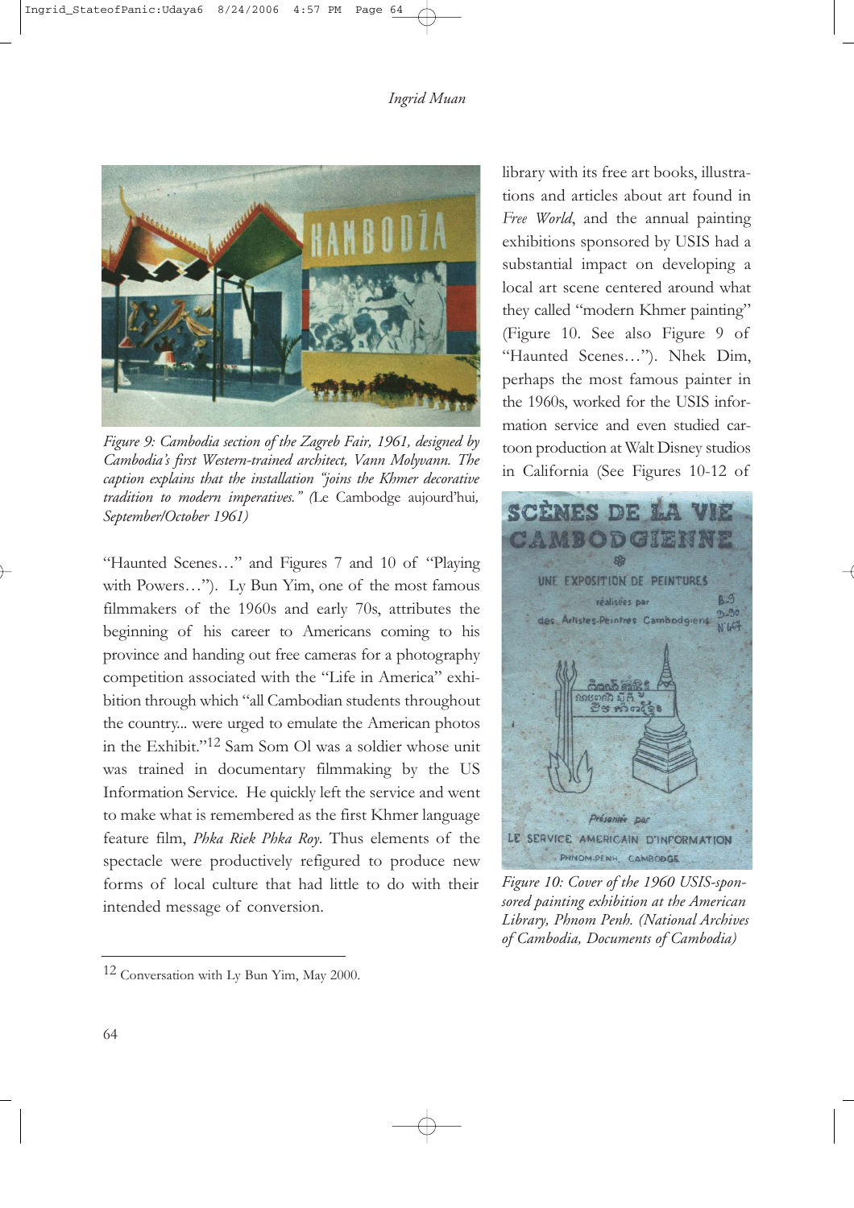Figure 9: *Cambodia section of the Zagreb Fair, 1961, designed by Cambodia's first Western-trained architect, Vann Molyvann. The caption explains that the installation "joins the Khmer decorative tradition to modern imperatives." (*Le Cambodge aujourd'hui*, September/October 1961)*

"Haunted Scenes…" and Figures 7 and 10 of "Playing with Powers…"). Ly Bun Yim, one of the most famous filmmakers of the 1960s and early 70s, attributes the beginning of his career to Americans coming to his province and handing out free cameras for a photography competition associated with the "Life in America" exhibition through which "all Cambodian students throughout the country... were urged to emulate the American photos in the Exhibit."[12] Sam Som Ol was a soldier whose unit was trained in documentary filmmaking by the US Information Service. He quickly left the service and went to make what is remembered as the first Khmer language feature film, *Phka Riek Phka Roy*. Thus elements of the spectacle were productively refigured to produce new forms of local culture that had little to do with their intended message of conversion.

library with its free art books, illustrations and articles about art found in *Free World*, and the annual painting exhibitions sponsored by USIS had a substantial impact on developing a local art scene centered around what they called "modern Khmer painting" (Figure 10. See also Figure 9 of "Haunted Scenes…"). Nhek Dim, perhaps the most famous painter in the 1960s, worked for the USIS information service and even studied cartoon production at Walt Disney studios in California (See Figures 10-12 of

*Figure 10: Cover of the 1960 USIS-sponsored painting exhibition at the American Library, Phnom Penh. (National Archives of Cambodia, Documents of Cambodia)*

---

[12] Conversation with Ly Bun Yim, May 2000.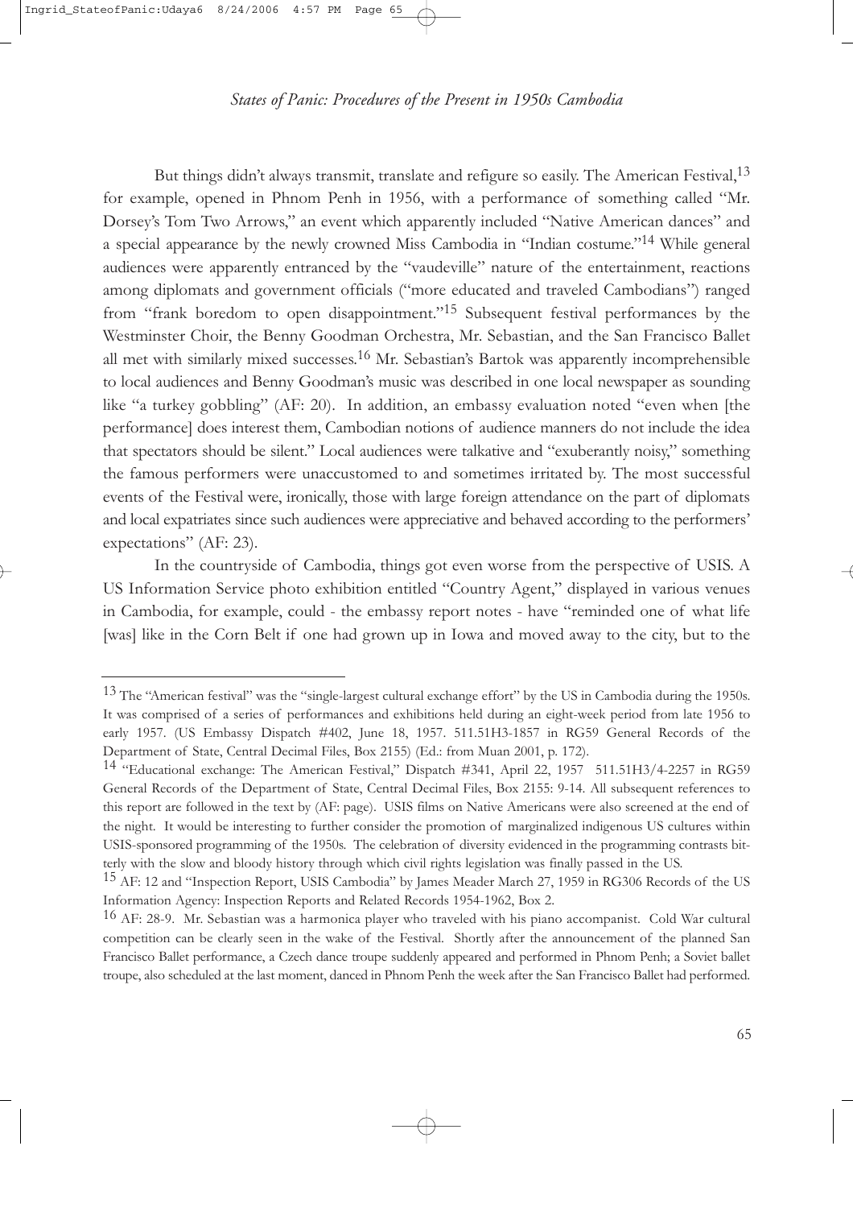But things didn't always transmit, translate and refigure so easily. The American Festival,[13] for example, opened in Phnom Penh in 1956, with a performance of something called "Mr. Dorsey's Tom Two Arrows," an event which apparently included "Native American dances" and a special appearance by the newly crowned Miss Cambodia in "Indian costume."[14] While general audiences were apparently entranced by the "vaudeville" nature of the entertainment, reactions among diplomats and government officials ("more educated and traveled Cambodians") ranged from "frank boredom to open disappointment."[15] Subsequent festival performances by the Westminster Choir, the Benny Goodman Orchestra, Mr. Sebastian, and the San Francisco Ballet all met with similarly mixed successes.[16] Mr. Sebastian's Bartok was apparently incomprehensible to local audiences and Benny Goodman's music was described in one local newspaper as sounding like "a turkey gobbling" (AF: 20). In addition, an embassy evaluation noted "even when [the performance] does interest them, Cambodian notions of audience manners do not include the idea that spectators should be silent." Local audiences were talkative and "exuberantly noisy," something the famous performers were unaccustomed to and sometimes irritated by. The most successful events of the Festival were, ironically, those with large foreign attendance on the part of diplomats and local expatriates since such audiences were appreciative and behaved according to the performers' expectations" (AF: 23).

In the countryside of Cambodia, things got even worse from the perspective of USIS. A US Information Service photo exhibition entitled "Country Agent," displayed in various venues in Cambodia, for example, could - the embassy report notes - have "reminded one of what life [was] like in the Corn Belt if one had grown up in Iowa and moved away to the city, but to the

---

[13] The "American festival" was the "single-largest cultural exchange effort" by the US in Cambodia during the 1950s. It was comprised of a series of performances and exhibitions held during an eight-week period from late 1956 to early 1957. (US Embassy Dispatch #402, June 18, 1957. 511.51H3-1857 in RG59 General Records of the Department of State, Central Decimal Files, Box 2155) (Ed.: from Muan 2001, p. 172).

[14] "Educational exchange: The American Festival," Dispatch #341, April 22, 1957 511.51H3/4-2257 in RG59 General Records of the Department of State, Central Decimal Files, Box 2155: 9-14. All subsequent references to this report are followed in the text by (AF: page). USIS films on Native Americans were also screened at the end of the night. It would be interesting to further consider the promotion of marginalized indigenous US cultures within USIS-sponsored programming of the 1950s. The celebration of diversity evidenced in the programming contrasts bitterly with the slow and bloody history through which civil rights legislation was finally passed in the US.

[15] AF: 12 and "Inspection Report, USIS Cambodia" by James Meader March 27, 1959 in RG306 Records of the US Information Agency: Inspection Reports and Related Records 1954-1962, Box 2.

[16] AF: 28-9. Mr. Sebastian was a harmonica player who traveled with his piano accompanist. Cold War cultural competition can be clearly seen in the wake of the Festival. Shortly after the announcement of the planned San Francisco Ballet performance, a Czech dance troupe suddenly appeared and performed in Phnom Penh; a Soviet ballet troupe, also scheduled at the last moment, danced in Phnom Penh the week after the San Francisco Ballet had performed.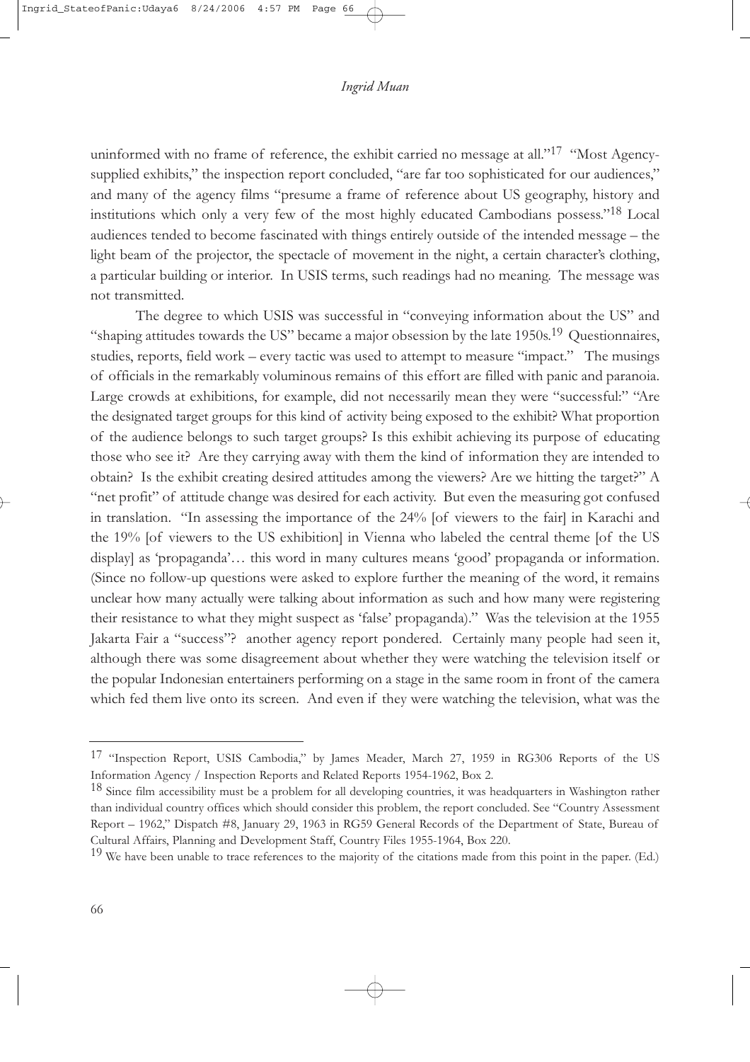uninformed with no frame of reference, the exhibit carried no message at all."[17] "Most Agency-supplied exhibits," the inspection report concluded, "are far too sophisticated for our audiences," and many of the agency films "presume a frame of reference about US geography, history and institutions which only a very few of the most highly educated Cambodians possess."[18] Local audiences tended to become fascinated with things entirely outside of the intended message – the light beam of the projector, the spectacle of movement in the night, a certain character's clothing, a particular building or interior. In USIS terms, such readings had no meaning. The message was not transmitted.

The degree to which USIS was successful in "conveying information about the US" and "shaping attitudes towards the US" became a major obsession by the late 1950s.[19] Questionnaires, studies, reports, field work – every tactic was used to attempt to measure "impact." The musings of officials in the remarkably voluminous remains of this effort are filled with panic and paranoia. Large crowds at exhibitions, for example, did not necessarily mean they were "successful:" "Are the designated target groups for this kind of activity being exposed to the exhibit? What proportion of the audience belongs to such target groups? Is this exhibit achieving its purpose of educating those who see it? Are they carrying away with them the kind of information they are intended to obtain? Is the exhibit creating desired attitudes among the viewers? Are we hitting the target?" A "net profit" of attitude change was desired for each activity. But even the measuring got confused in translation. "In assessing the importance of the 24% [of viewers to the fair] in Karachi and the 19% [of viewers to the US exhibition] in Vienna who labeled the central theme [of the US display] as 'propaganda'… this word in many cultures means 'good' propaganda or information. (Since no follow-up questions were asked to explore further the meaning of the word, it remains unclear how many actually were talking about information as such and how many were registering their resistance to what they might suspect as 'false' propaganda)." Was the television at the 1955 Jakarta Fair a "success"? another agency report pondered. Certainly many people had seen it, although there was some disagreement about whether they were watching the television itself or the popular Indonesian entertainers performing on a stage in the same room in front of the camera which fed them live onto its screen. And even if they were watching the television, what was the

---

[17] "Inspection Report, USIS Cambodia," by James Meader, March 27, 1959 in RG306 Reports of the US Information Agency / Inspection Reports and Related Reports 1954-1962, Box 2.

[18] Since film accessibility must be a problem for all developing countries, it was headquarters in Washington rather than individual country offices which should consider this problem, the report concluded. See "Country Assessment Report – 1962," Dispatch #8, January 29, 1963 in RG59 General Records of the Department of State, Bureau of Cultural Affairs, Planning and Development Staff, Country Files 1955-1964, Box 220.

[19] We have been unable to trace references to the majority of the citations made from this point in the paper. (Ed.)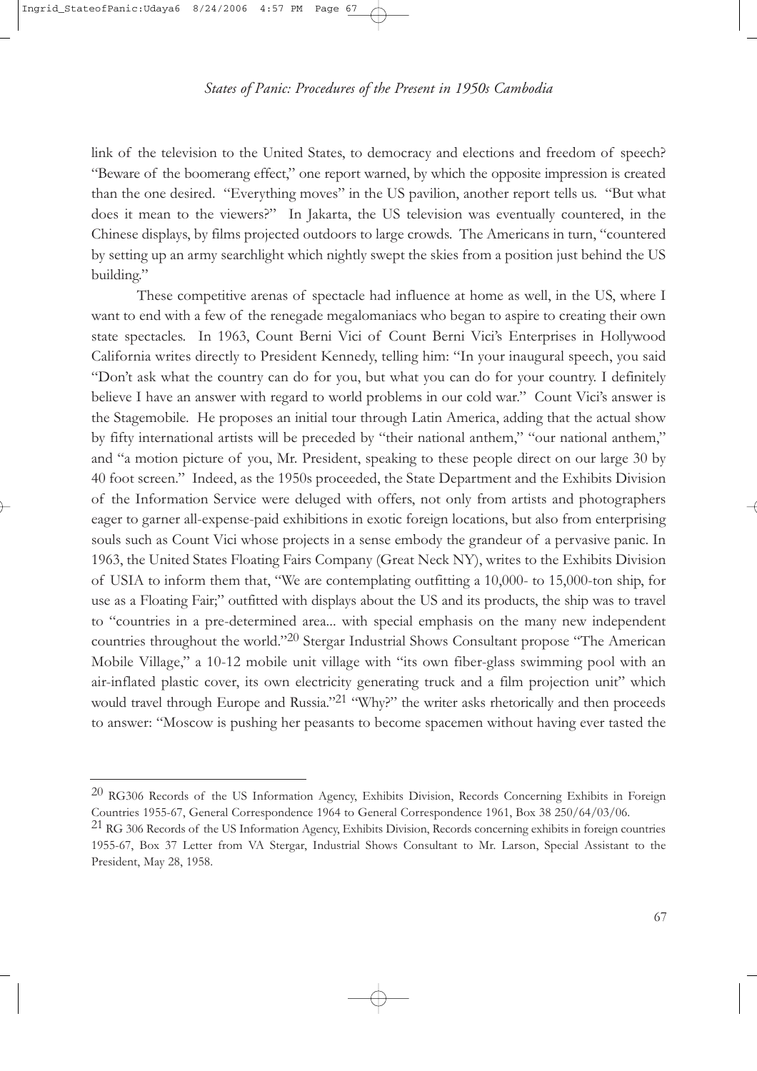link of the television to the United States, to democracy and elections and freedom of speech? "Beware of the boomerang effect," one report warned, by which the opposite impression is created than the one desired. "Everything moves" in the US pavilion, another report tells us. "But what does it mean to the viewers?" In Jakarta, the US television was eventually countered, in the Chinese displays, by films projected outdoors to large crowds. The Americans in turn, "countered by setting up an army searchlight which nightly swept the skies from a position just behind the US building."

These competitive arenas of spectacle had influence at home as well, in the US, where I want to end with a few of the renegade megalomaniacs who began to aspire to creating their own state spectacles. In 1963, Count Berni Vici of Count Berni Vici's Enterprises in Hollywood California writes directly to President Kennedy, telling him: "In your inaugural speech, you said "Don't ask what the country can do for you, but what you can do for your country. I definitely believe I have an answer with regard to world problems in our cold war." Count Vici's answer is the Stagemobile. He proposes an initial tour through Latin America, adding that the actual show by fifty international artists will be preceded by "their national anthem," "our national anthem," and "a motion picture of you, Mr. President, speaking to these people direct on our large 30 by 40 foot screen." Indeed, as the 1950s proceeded, the State Department and the Exhibits Division of the Information Service were deluged with offers, not only from artists and photographers eager to garner all-expense-paid exhibitions in exotic foreign locations, but also from enterprising souls such as Count Vici whose projects in a sense embody the grandeur of a pervasive panic. In 1963, the United States Floating Fairs Company (Great Neck NY), writes to the Exhibits Division of USIA to inform them that, "We are contemplating outfitting a 10,000- to 15,000-ton ship, for use as a Floating Fair;" outfitted with displays about the US and its products, the ship was to travel to "countries in a pre-determined area... with special emphasis on the many new independent countries throughout the world."[20] Stergar Industrial Shows Consultant propose "The American Mobile Village," a 10-12 mobile unit village with "its own fiber-glass swimming pool with an air-inflated plastic cover, its own electricity generating truck and a film projection unit" which would travel through Europe and Russia."[21] "Why?" the writer asks rhetorically and then proceeds to answer: "Moscow is pushing her peasants to become spacemen without having ever tasted the

---

[20] RG306 Records of the US Information Agency, Exhibits Division, Records Concerning Exhibits in Foreign Countries 1955-67, General Correspondence 1964 to General Correspondence 1961, Box 38 250/64/03/06.

[21] RG 306 Records of the US Information Agency, Exhibits Division, Records concerning exhibits in foreign countries 1955-67, Box 37 Letter from VA Stergar, Industrial Shows Consultant to Mr. Larson, Special Assistant to the President, May 28, 1958.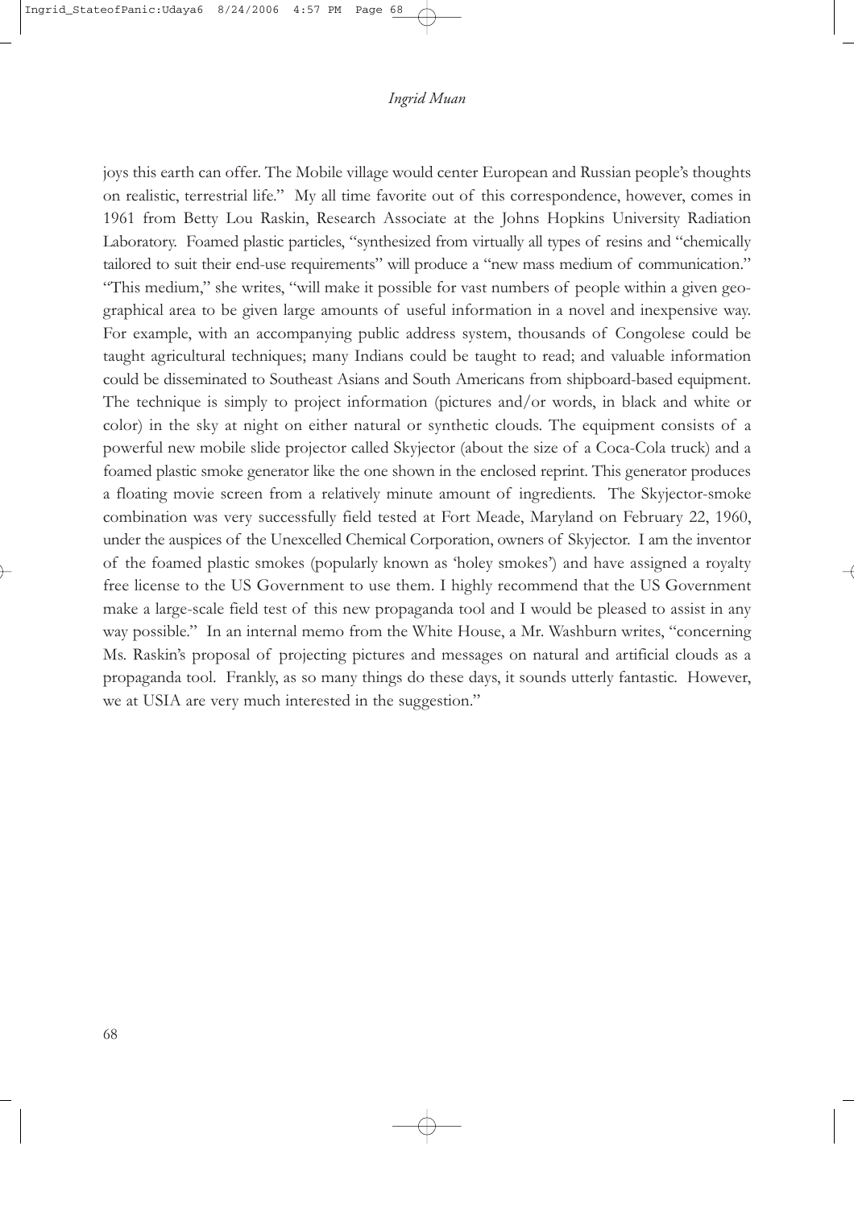joys this earth can offer. The Mobile village would center European and Russian people's thoughts on realistic, terrestrial life." My all time favorite out of this correspondence, however, comes in 1961 from Betty Lou Raskin, Research Associate at the Johns Hopkins University Radiation Laboratory. Foamed plastic particles, "synthesized from virtually all types of resins and "chemically tailored to suit their end-use requirements" will produce a "new mass medium of communication." "This medium," she writes, "will make it possible for vast numbers of people within a given geographical area to be given large amounts of useful information in a novel and inexpensive way. For example, with an accompanying public address system, thousands of Congolese could be taught agricultural techniques; many Indians could be taught to read; and valuable information could be disseminated to Southeast Asians and South Americans from shipboard-based equipment. The technique is simply to project information (pictures and/or words, in black and white or color) in the sky at night on either natural or synthetic clouds. The equipment consists of a powerful new mobile slide projector called Skyjector (about the size of a Coca-Cola truck) and a foamed plastic smoke generator like the one shown in the enclosed reprint. This generator produces a floating movie screen from a relatively minute amount of ingredients. The Skyjector-smoke combination was very successfully field tested at Fort Meade, Maryland on February 22, 1960, under the auspices of the Unexcelled Chemical Corporation, owners of Skyjector. I am the inventor of the foamed plastic smokes (popularly known as 'holey smokes') and have assigned a royalty free license to the US Government to use them. I highly recommend that the US Government make a large-scale field test of this new propaganda tool and I would be pleased to assist in any way possible." In an internal memo from the White House, a Mr. Washburn writes, "concerning Ms. Raskin's proposal of projecting pictures and messages on natural and artificial clouds as a propaganda tool. Frankly, as so many things do these days, it sounds utterly fantastic. However, we at USIA are very much interested in the suggestion."